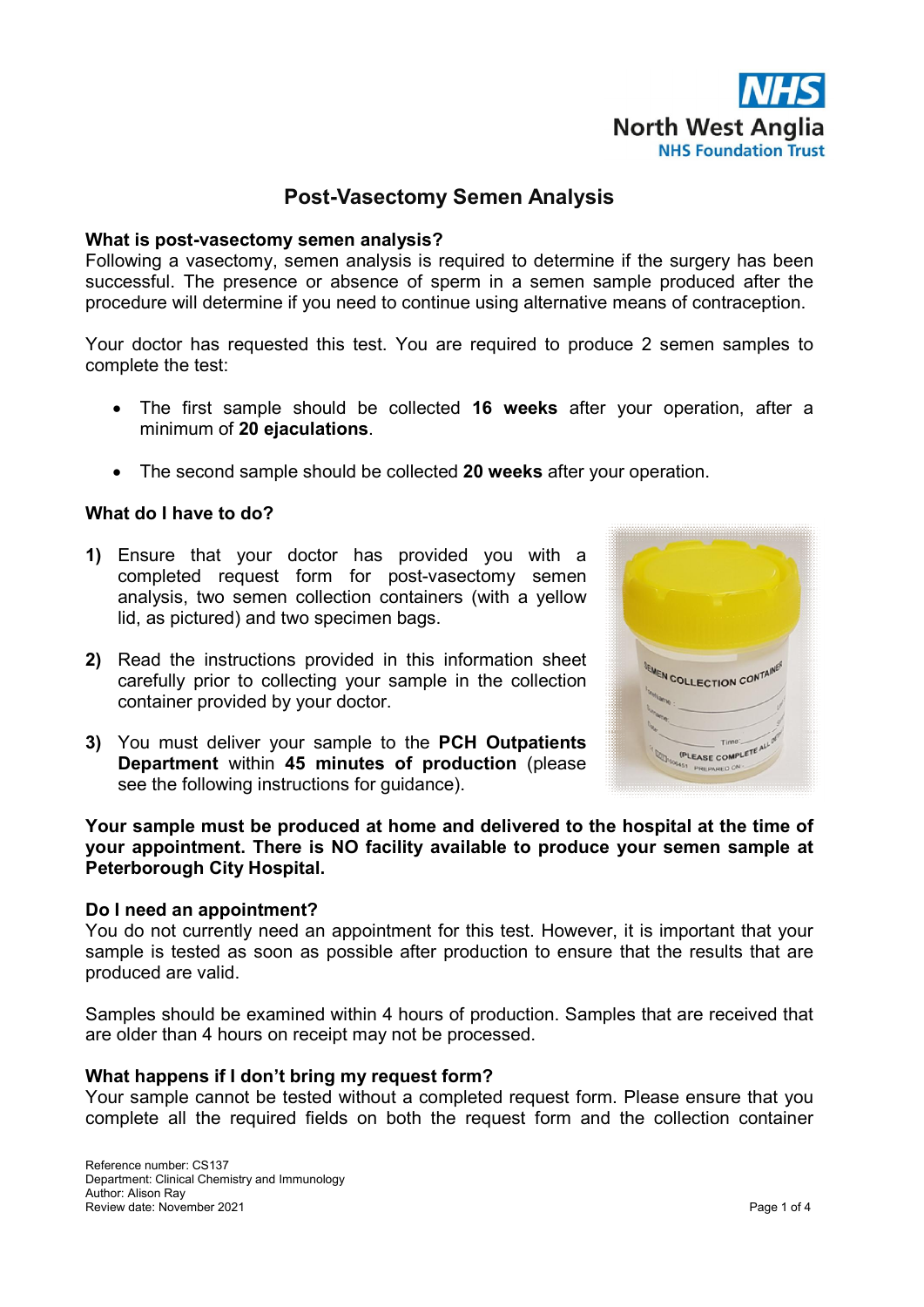# Post-Vasectomy Semen Analysis

### What is post-vasectomy semen analysis?

Following a vasectomy, semen analysis is required to determine if the surgery has been successful. The presence or absence of sperm in a semen sample produced after the procedure will determine if you need to continue using alternative means of contraception.

Your doctor has requested this test. You are required to produce 2 semen samples to complete the test:

- The first sample should be collected **16 weeks** after your operation, after a minimum of **20 ejaculations**.
- The second sample should be collected **20 weeks** after your operation.

### What do I have to do?

1) Ensure that your doctor has provided you with a completed request form for post-vasectomy semen analysis, two semen collection containers (with a yellow lid, as pictured) and two specimen bags.
2) Read the instructions provided in this information sheet carefully prior to collecting your sample in the collection container provided by your doctor.
3) You must deliver your sample to the **PCH Outpatients Department** within **45 minutes of production** (please see the following instructions for guidance).

**Your sample must be produced at home and delivered to the hospital at the time of your appointment. There is NO facility available to produce your semen sample at Peterborough City Hospital.**

### Do I need an appointment?

You do not currently need an appointment for this test. However, it is important that your sample is tested as soon as possible after production to ensure that the results that are produced are valid.

Samples should be examined within 4 hours of production. Samples that are received that are older than 4 hours on receipt may not be processed.

### What happens if I don't bring my request form?

Your sample cannot be tested without a completed request form. Please ensure that you complete all the required fields on both the request form and the collection container

Reference number: CS137
Department: Clinical Chemistry and Immunology
Author: Alison Ray
Review date: November 2021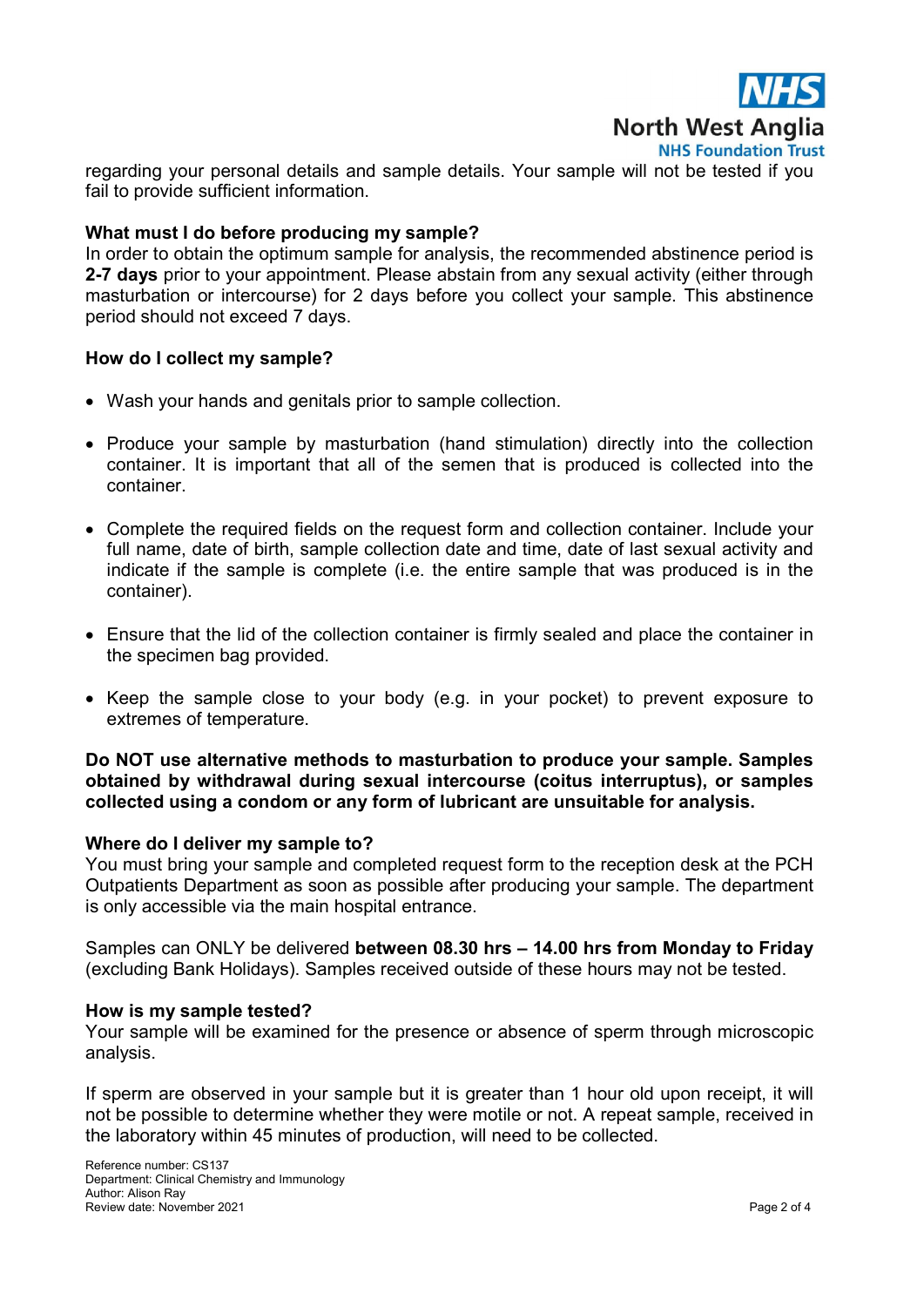regarding your personal details and sample details. Your sample will not be tested if you fail to provide sufficient information.

### What must I do before producing my sample?

In order to obtain the optimum sample for analysis, the recommended abstinence period is **2-7 days** prior to your appointment. Please abstain from any sexual activity (either through masturbation or intercourse) for 2 days before you collect your sample. This abstinence period should not exceed 7 days.

### How do I collect my sample?

- Wash your hands and genitals prior to sample collection.
- Produce your sample by masturbation (hand stimulation) directly into the collection container. It is important that all of the semen that is produced is collected into the container.
- Complete the required fields on the request form and collection container. Include your full name, date of birth, sample collection date and time, date of last sexual activity and indicate if the sample is complete (i.e. the entire sample that was produced is in the container).
- Ensure that the lid of the collection container is firmly sealed and place the container in the specimen bag provided.
- Keep the sample close to your body (e.g. in your pocket) to prevent exposure to extremes of temperature.

**Do NOT use alternative methods to masturbation to produce your sample. Samples obtained by withdrawal during sexual intercourse (coitus interruptus), or samples collected using a condom or any form of lubricant are unsuitable for analysis.**

### Where do I deliver my sample to?

You must bring your sample and completed request form to the reception desk at the PCH Outpatients Department as soon as possible after producing your sample. The department is only accessible via the main hospital entrance.

Samples can ONLY be delivered **between 08.30 hrs – 14.00 hrs from Monday to Friday** (excluding Bank Holidays). Samples received outside of these hours may not be tested.

### How is my sample tested?

Your sample will be examined for the presence or absence of sperm through microscopic analysis.

If sperm are observed in your sample but it is greater than 1 hour old upon receipt, it will not be possible to determine whether they were motile or not. A repeat sample, received in the laboratory within 45 minutes of production, will need to be collected.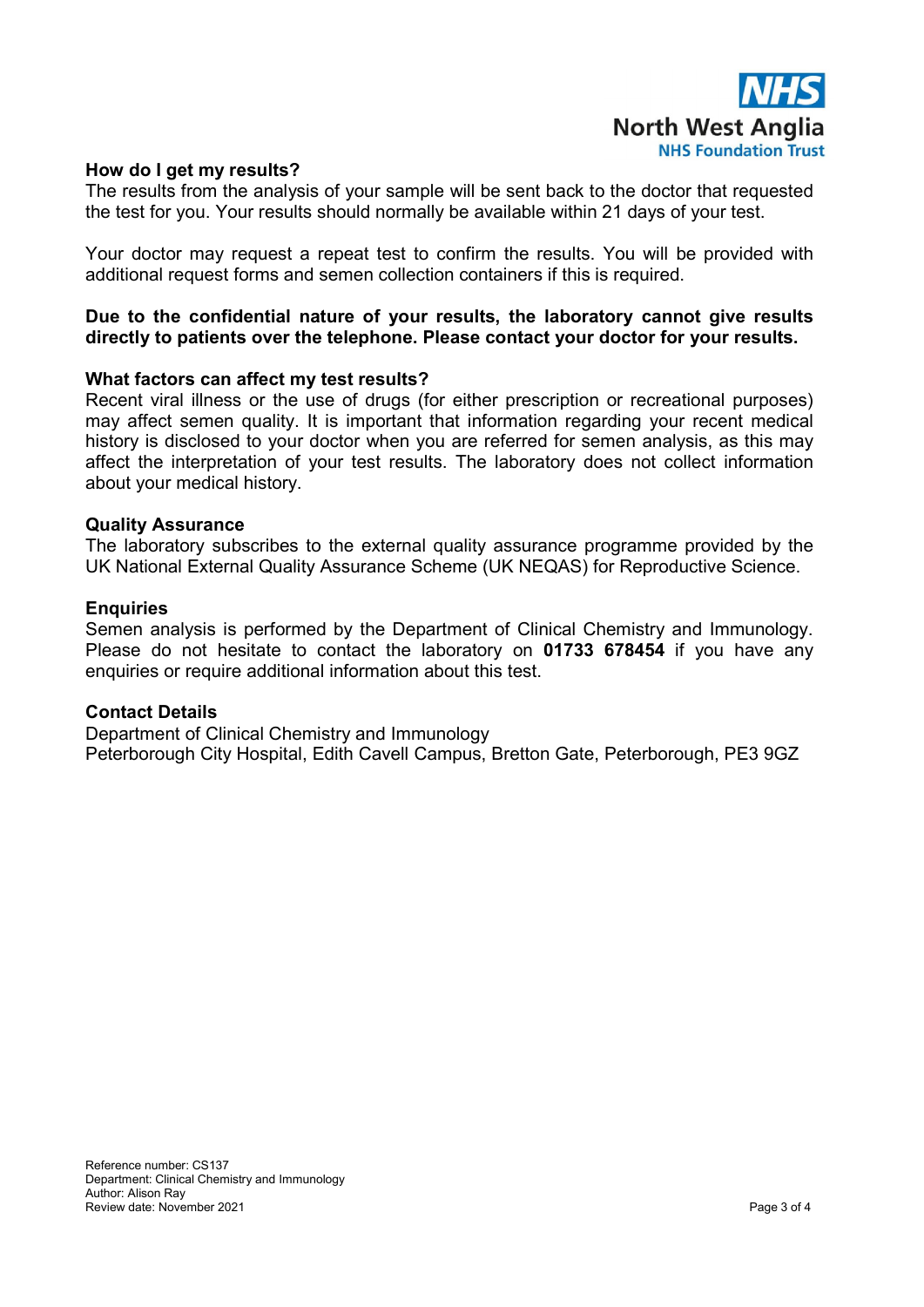## How do I get my results?

The results from the analysis of your sample will be sent back to the doctor that requested the test for you. Your results should normally be available within 21 days of your test.

Your doctor may request a repeat test to confirm the results. You will be provided with additional request forms and semen collection containers if this is required.

**Due to the confidential nature of your results, the laboratory cannot give results directly to patients over the telephone. Please contact your doctor for your results.**

## What factors can affect my test results?

Recent viral illness or the use of drugs (for either prescription or recreational purposes) may affect semen quality. It is important that information regarding your recent medical history is disclosed to your doctor when you are referred for semen analysis, as this may affect the interpretation of your test results. The laboratory does not collect information about your medical history.

## Quality Assurance

The laboratory subscribes to the external quality assurance programme provided by the UK National External Quality Assurance Scheme (UK NEQAS) for Reproductive Science.

## Enquiries

Semen analysis is performed by the Department of Clinical Chemistry and Immunology. Please do not hesitate to contact the laboratory on **01733 678454** if you have any enquiries or require additional information about this test.

## Contact Details

Department of Clinical Chemistry and Immunology
Peterborough City Hospital, Edith Cavell Campus, Bretton Gate, Peterborough, PE3 9GZ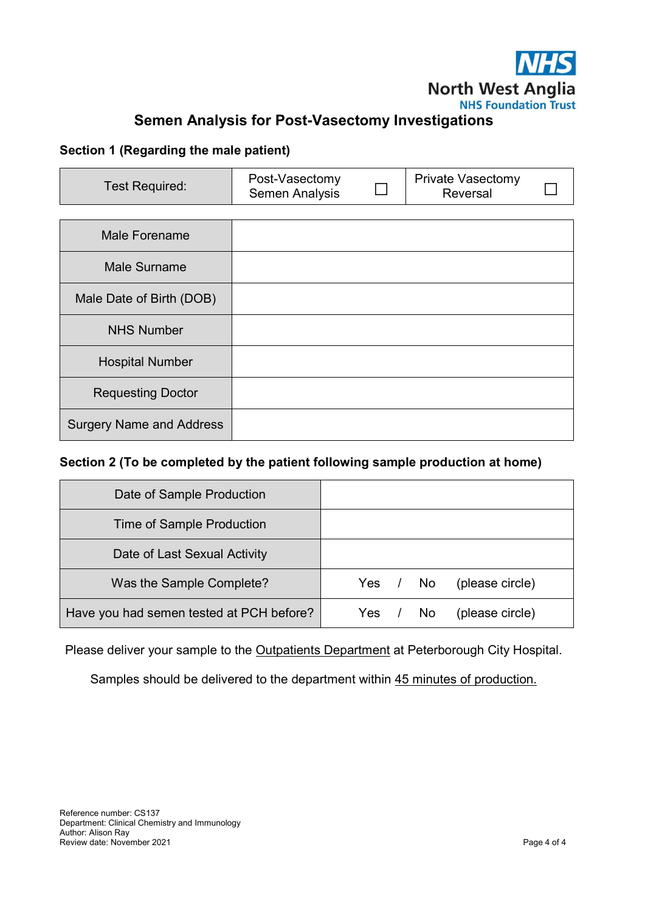North West Anglia
NHS Foundation Trust

# Semen Analysis for Post-Vasectomy Investigations

## Section 1 (Regarding the male patient)

| | | |
|---|---|---|
| Test Required: | Post-Vasectomy Semen Analysis ☐ | Private Vasectomy Reversal ☐ |

| | |
|---|---|
| Male Forename | |
| Male Surname | |
| Male Date of Birth (DOB) | |
| NHS Number | |
| Hospital Number | |
| Requesting Doctor | |
| Surgery Name and Address | |

## Section 2 (To be completed by the patient following sample production at home)

| | |
|---|---|
| Date of Sample Production | |
| Time of Sample Production | |
| Date of Last Sexual Activity | |
| Was the Sample Complete? | Yes / No (please circle) |
| Have you had semen tested at PCH before? | Yes / No (please circle) |

Please deliver your sample to the Outpatients Department at Peterborough City Hospital.

Samples should be delivered to the department within 45 minutes of production.

Reference number: CS137
Department: Clinical Chemistry and Immunology
Author: Alison Ray
Review date: November 2021